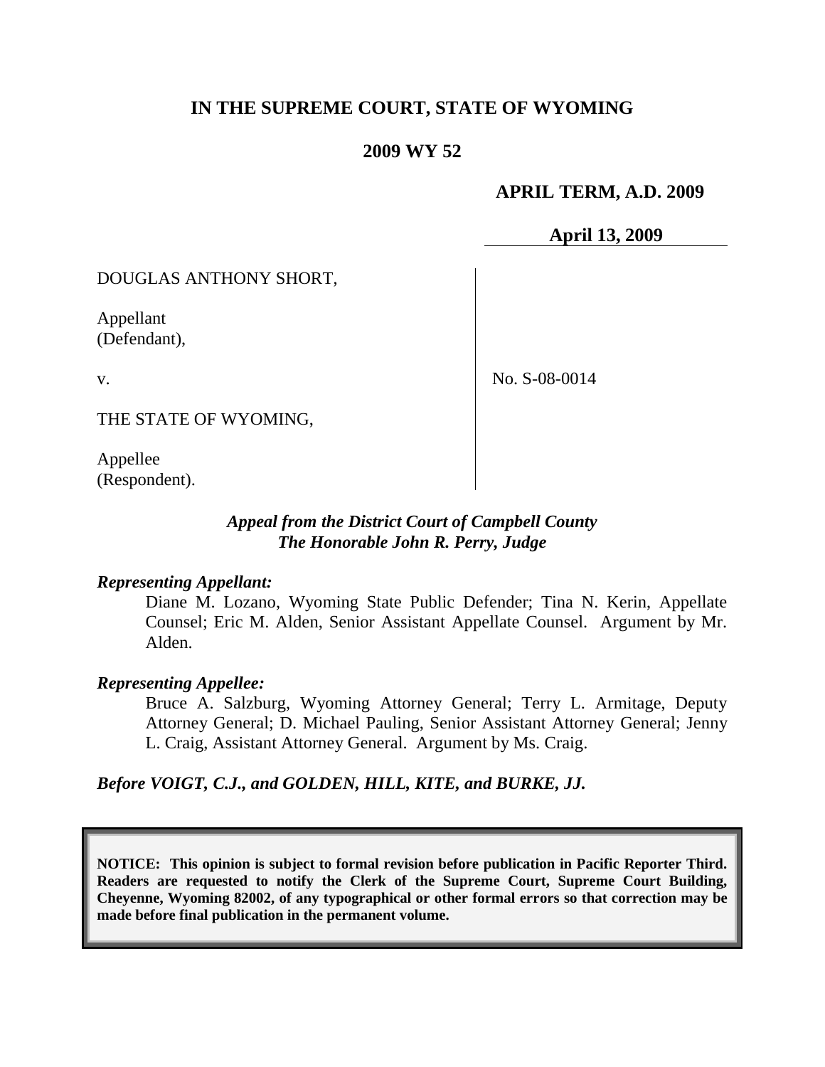# IN THE SUPREME COURT, STATE OF WYOMING

## 2009 WY 52

**APRIL TERM, A.D. 2009**

**April 13, 2009**

| | |
|---|---|
| DOUGLAS ANTHONY SHORT,<br><br>Appellant<br>(Defendant),<br><br>v.<br><br>THE STATE OF WYOMING,<br><br>Appellee<br>(Respondent). | No. S-08-0014 |

***Appeal from the District Court of Campbell County***
***The Honorable John R. Perry, Judge***

***Representing Appellant:***

Diane M. Lozano, Wyoming State Public Defender; Tina N. Kerin, Appellate Counsel; Eric M. Alden, Senior Assistant Appellate Counsel. Argument by Mr. Alden.

***Representing Appellee:***

Bruce A. Salzburg, Wyoming Attorney General; Terry L. Armitage, Deputy Attorney General; D. Michael Pauling, Senior Assistant Attorney General; Jenny L. Craig, Assistant Attorney General. Argument by Ms. Craig.

***Before VOIGT, C.J., and GOLDEN, HILL, KITE, and BURKE, JJ.***

**NOTICE: This opinion is subject to formal revision before publication in Pacific Reporter Third. Readers are requested to notify the Clerk of the Supreme Court, Supreme Court Building, Cheyenne, Wyoming 82002, of any typographical or other formal errors so that correction may be made before final publication in the permanent volume.**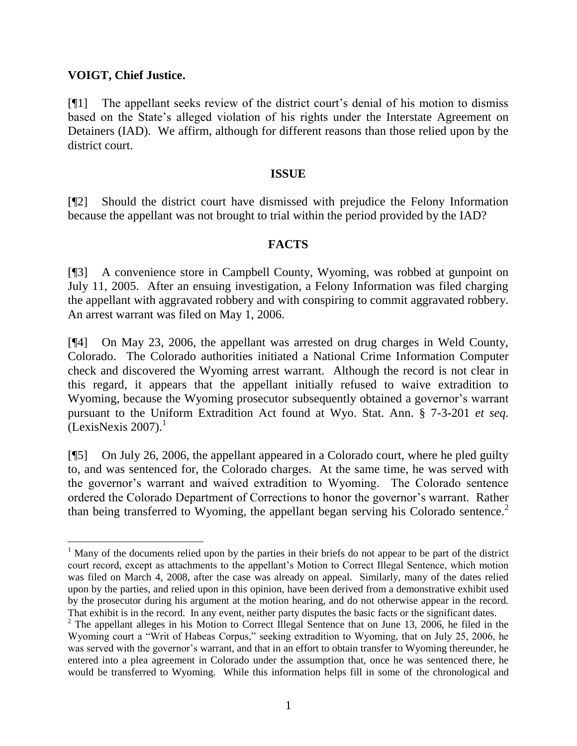**VOIGT, Chief Justice.**

[¶1] The appellant seeks review of the district court's denial of his motion to dismiss based on the State's alleged violation of his rights under the Interstate Agreement on Detainers (IAD). We affirm, although for different reasons than those relied upon by the district court.

## ISSUE

[¶2] Should the district court have dismissed with prejudice the Felony Information because the appellant was not brought to trial within the period provided by the IAD?

## FACTS

[¶3] A convenience store in Campbell County, Wyoming, was robbed at gunpoint on July 11, 2005. After an ensuing investigation, a Felony Information was filed charging the appellant with aggravated robbery and with conspiring to commit aggravated robbery. An arrest warrant was filed on May 1, 2006.

[¶4] On May 23, 2006, the appellant was arrested on drug charges in Weld County, Colorado. The Colorado authorities initiated a National Crime Information Computer check and discovered the Wyoming arrest warrant. Although the record is not clear in this regard, it appears that the appellant initially refused to waive extradition to Wyoming, because the Wyoming prosecutor subsequently obtained a governor's warrant pursuant to the Uniform Extradition Act found at Wyo. Stat. Ann. § 7-3-201 *et seq.* (LexisNexis 2007).[1]

[¶5] On July 26, 2006, the appellant appeared in a Colorado court, where he pled guilty to, and was sentenced for, the Colorado charges. At the same time, he was served with the governor's warrant and waived extradition to Wyoming. The Colorado sentence ordered the Colorado Department of Corrections to honor the governor's warrant. Rather than being transferred to Wyoming, the appellant began serving his Colorado sentence.[2]

---

[1] Many of the documents relied upon by the parties in their briefs do not appear to be part of the district court record, except as attachments to the appellant's Motion to Correct Illegal Sentence, which motion was filed on March 4, 2008, after the case was already on appeal. Similarly, many of the dates relied upon by the parties, and relied upon in this opinion, have been derived from a demonstrative exhibit used by the prosecutor during his argument at the motion hearing, and do not otherwise appear in the record. That exhibit is in the record. In any event, neither party disputes the basic facts or the significant dates.

[2] The appellant alleges in his Motion to Correct Illegal Sentence that on June 13, 2006, he filed in the Wyoming court a "Writ of Habeas Corpus," seeking extradition to Wyoming, that on July 25, 2006, he was served with the governor's warrant, and that in an effort to obtain transfer to Wyoming thereunder, he entered into a plea agreement in Colorado under the assumption that, once he was sentenced there, he would be transferred to Wyoming. While this information helps fill in some of the chronological and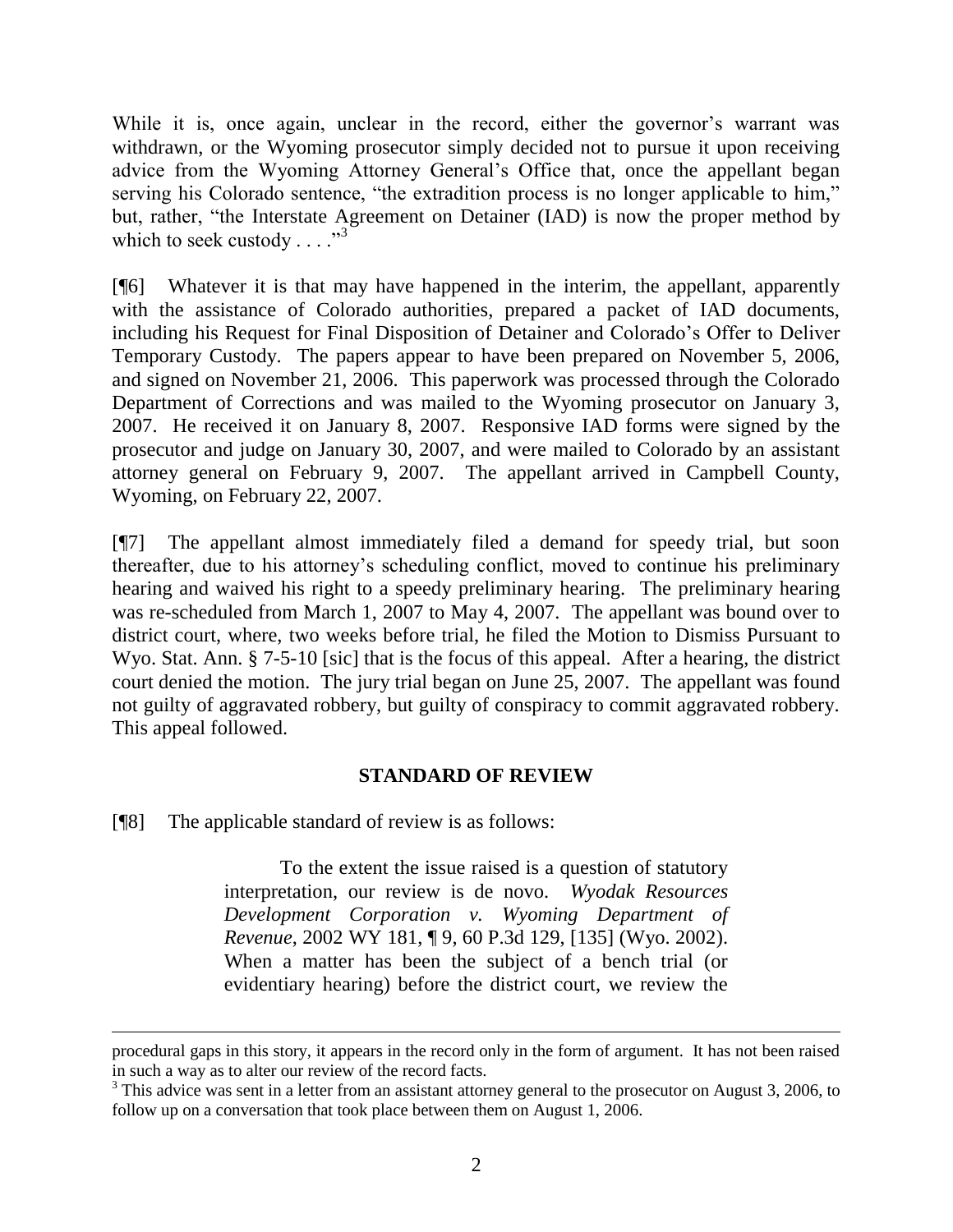While it is, once again, unclear in the record, either the governor's warrant was withdrawn, or the Wyoming prosecutor simply decided not to pursue it upon receiving advice from the Wyoming Attorney General's Office that, once the appellant began serving his Colorado sentence, "the extradition process is no longer applicable to him," but, rather, "the Interstate Agreement on Detainer (IAD) is now the proper method by which to seek custody . . . ."[3]

[¶6] Whatever it is that may have happened in the interim, the appellant, apparently with the assistance of Colorado authorities, prepared a packet of IAD documents, including his Request for Final Disposition of Detainer and Colorado's Offer to Deliver Temporary Custody. The papers appear to have been prepared on November 5, 2006, and signed on November 21, 2006. This paperwork was processed through the Colorado Department of Corrections and was mailed to the Wyoming prosecutor on January 3, 2007. He received it on January 8, 2007. Responsive IAD forms were signed by the prosecutor and judge on January 30, 2007, and were mailed to Colorado by an assistant attorney general on February 9, 2007. The appellant arrived in Campbell County, Wyoming, on February 22, 2007.

[¶7] The appellant almost immediately filed a demand for speedy trial, but soon thereafter, due to his attorney's scheduling conflict, moved to continue his preliminary hearing and waived his right to a speedy preliminary hearing. The preliminary hearing was re-scheduled from March 1, 2007 to May 4, 2007. The appellant was bound over to district court, where, two weeks before trial, he filed the Motion to Dismiss Pursuant to Wyo. Stat. Ann. § 7-5-10 [sic] that is the focus of this appeal. After a hearing, the district court denied the motion. The jury trial began on June 25, 2007. The appellant was found not guilty of aggravated robbery, but guilty of conspiracy to commit aggravated robbery. This appeal followed.

## STANDARD OF REVIEW

[¶8] The applicable standard of review is as follows:

> To the extent the issue raised is a question of statutory interpretation, our review is de novo. *Wyodak Resources Development Corporation v. Wyoming Department of Revenue*, 2002 WY 181, ¶ 9, 60 P.3d 129, [135] (Wyo. 2002). When a matter has been the subject of a bench trial (or evidentiary hearing) before the district court, we review the

---

procedural gaps in this story, it appears in the record only in the form of argument. It has not been raised in such a way as to alter our review of the record facts.

[3] This advice was sent in a letter from an assistant attorney general to the prosecutor on August 3, 2006, to follow up on a conversation that took place between them on August 1, 2006.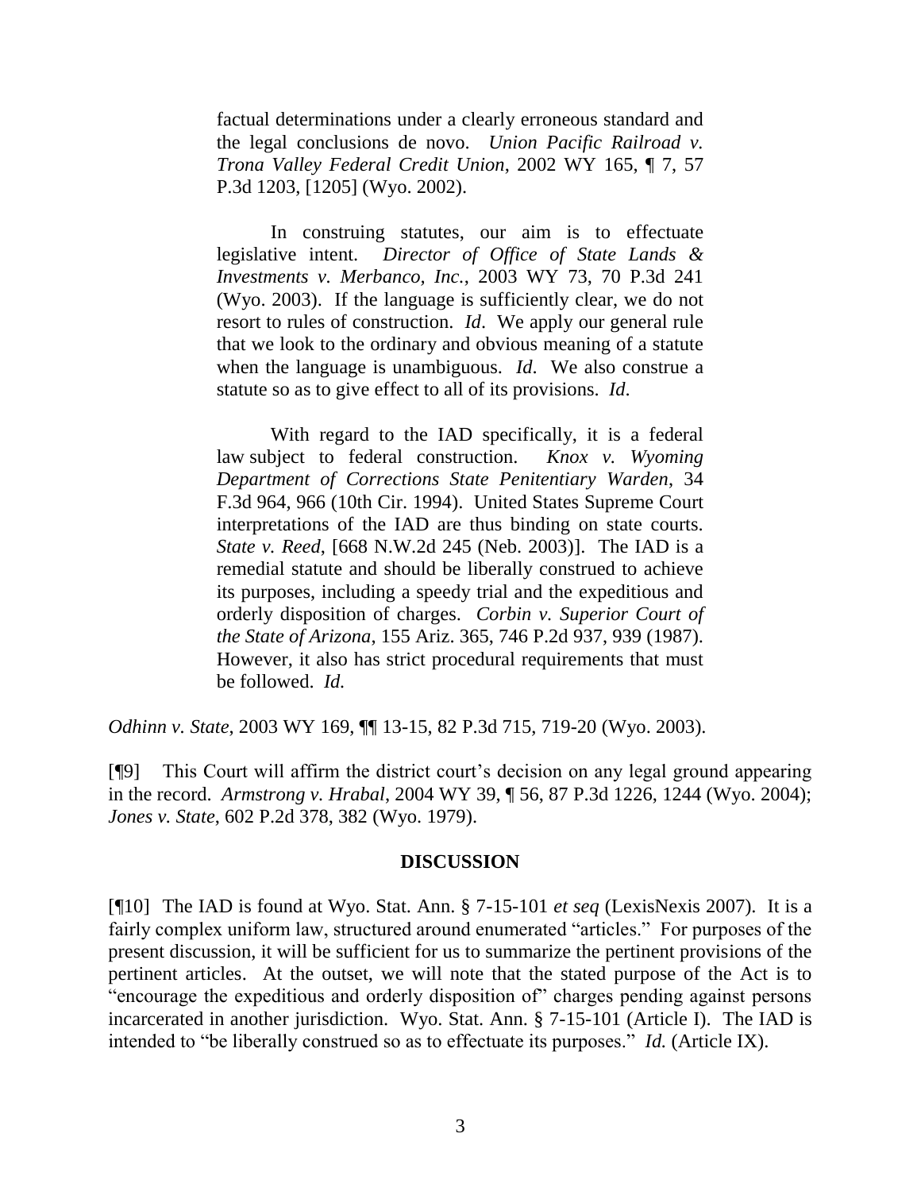> factual determinations under a clearly erroneous standard and the legal conclusions de novo. *Union Pacific Railroad v. Trona Valley Federal Credit Union*, 2002 WY 165, ¶ 7, 57 P.3d 1203, [1205] (Wyo. 2002).
>
> In construing statutes, our aim is to effectuate legislative intent. *Director of Office of State Lands & Investments v. Merbanco, Inc.*, 2003 WY 73, 70 P.3d 241 (Wyo. 2003). If the language is sufficiently clear, we do not resort to rules of construction. *Id*. We apply our general rule that we look to the ordinary and obvious meaning of a statute when the language is unambiguous. *Id*. We also construe a statute so as to give effect to all of its provisions. *Id*.
>
> With regard to the IAD specifically, it is a federal law subject to federal construction. *Knox v. Wyoming Department of Corrections State Penitentiary Warden*, 34 F.3d 964, 966 (10th Cir. 1994). United States Supreme Court interpretations of the IAD are thus binding on state courts. *State v. Reed*, [668 N.W.2d 245 (Neb. 2003)]. The IAD is a remedial statute and should be liberally construed to achieve its purposes, including a speedy trial and the expeditious and orderly disposition of charges. *Corbin v. Superior Court of the State of Arizona*, 155 Ariz. 365, 746 P.2d 937, 939 (1987). However, it also has strict procedural requirements that must be followed. *Id.*

*Odhinn v. State*, 2003 WY 169, ¶¶ 13-15, 82 P.3d 715, 719-20 (Wyo. 2003).

[¶9] This Court will affirm the district court's decision on any legal ground appearing in the record. *Armstrong v. Hrabal*, 2004 WY 39, ¶ 56, 87 P.3d 1226, 1244 (Wyo. 2004); *Jones v. State*, 602 P.2d 378, 382 (Wyo. 1979).

## DISCUSSION

[¶10] The IAD is found at Wyo. Stat. Ann. § 7-15-101 *et seq* (LexisNexis 2007). It is a fairly complex uniform law, structured around enumerated "articles." For purposes of the present discussion, it will be sufficient for us to summarize the pertinent provisions of the pertinent articles. At the outset, we will note that the stated purpose of the Act is to "encourage the expeditious and orderly disposition of" charges pending against persons incarcerated in another jurisdiction. Wyo. Stat. Ann. § 7-15-101 (Article I). The IAD is intended to "be liberally construed so as to effectuate its purposes." *Id.* (Article IX).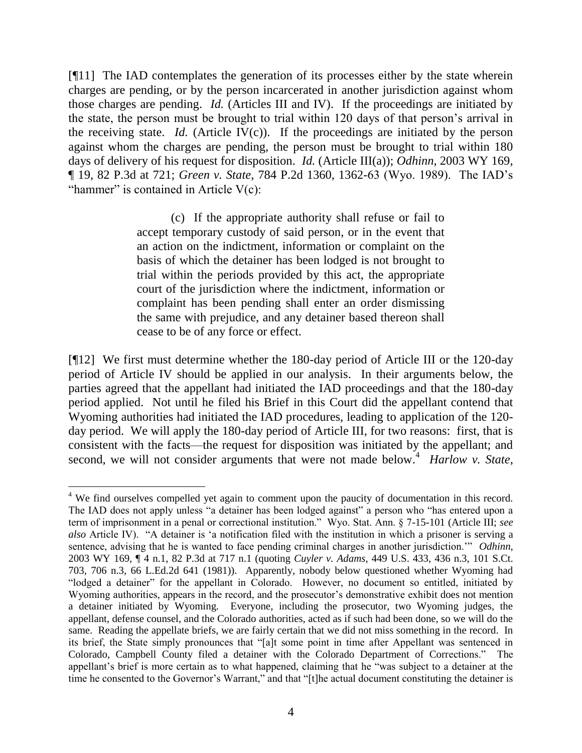[¶11] The IAD contemplates the generation of its processes either by the state wherein charges are pending, or by the person incarcerated in another jurisdiction against whom those charges are pending. *Id.* (Articles III and IV). If the proceedings are initiated by the state, the person must be brought to trial within 120 days of that person's arrival in the receiving state. *Id.* (Article IV(c)). If the proceedings are initiated by the person against whom the charges are pending, the person must be brought to trial within 180 days of delivery of his request for disposition. *Id.* (Article III(a)); *Odhinn*, 2003 WY 169, ¶ 19, 82 P.3d at 721; *Green v. State*, 784 P.2d 1360, 1362-63 (Wyo. 1989). The IAD's "hammer" is contained in Article V(c):

> (c) If the appropriate authority shall refuse or fail to accept temporary custody of said person, or in the event that an action on the indictment, information or complaint on the basis of which the detainer has been lodged is not brought to trial within the periods provided by this act, the appropriate court of the jurisdiction where the indictment, information or complaint has been pending shall enter an order dismissing the same with prejudice, and any detainer based thereon shall cease to be of any force or effect.

[¶12] We first must determine whether the 180-day period of Article III or the 120-day period of Article IV should be applied in our analysis. In their arguments below, the parties agreed that the appellant had initiated the IAD proceedings and that the 180-day period applied. Not until he filed his Brief in this Court did the appellant contend that Wyoming authorities had initiated the IAD procedures, leading to application of the 120-day period. We will apply the 180-day period of Article III, for two reasons: first, that is consistent with the facts—the request for disposition was initiated by the appellant; and second, we will not consider arguments that were not made below.[4] *Harlow v. State*,

---

[4] We find ourselves compelled yet again to comment upon the paucity of documentation in this record. The IAD does not apply unless "a detainer has been lodged against" a person who "has entered upon a term of imprisonment in a penal or correctional institution." Wyo. Stat. Ann. § 7-15-101 (Article III; *see also* Article IV). "A detainer is 'a notification filed with the institution in which a prisoner is serving a sentence, advising that he is wanted to face pending criminal charges in another jurisdiction.'" *Odhinn*, 2003 WY 169, ¶ 4 n.1, 82 P.3d at 717 n.1 (quoting *Cuyler v. Adams*, 449 U.S. 433, 436 n.3, 101 S.Ct. 703, 706 n.3, 66 L.Ed.2d 641 (1981)). Apparently, nobody below questioned whether Wyoming had "lodged a detainer" for the appellant in Colorado. However, no document so entitled, initiated by Wyoming authorities, appears in the record, and the prosecutor's demonstrative exhibit does not mention a detainer initiated by Wyoming. Everyone, including the prosecutor, two Wyoming judges, the appellant, defense counsel, and the Colorado authorities, acted as if such had been done, so we will do the same. Reading the appellate briefs, we are fairly certain that we did not miss something in the record. In its brief, the State simply pronounces that "[a]t some point in time after Appellant was sentenced in Colorado, Campbell County filed a detainer with the Colorado Department of Corrections." The appellant's brief is more certain as to what happened, claiming that he "was subject to a detainer at the time he consented to the Governor's Warrant," and that "[t]he actual document constituting the detainer is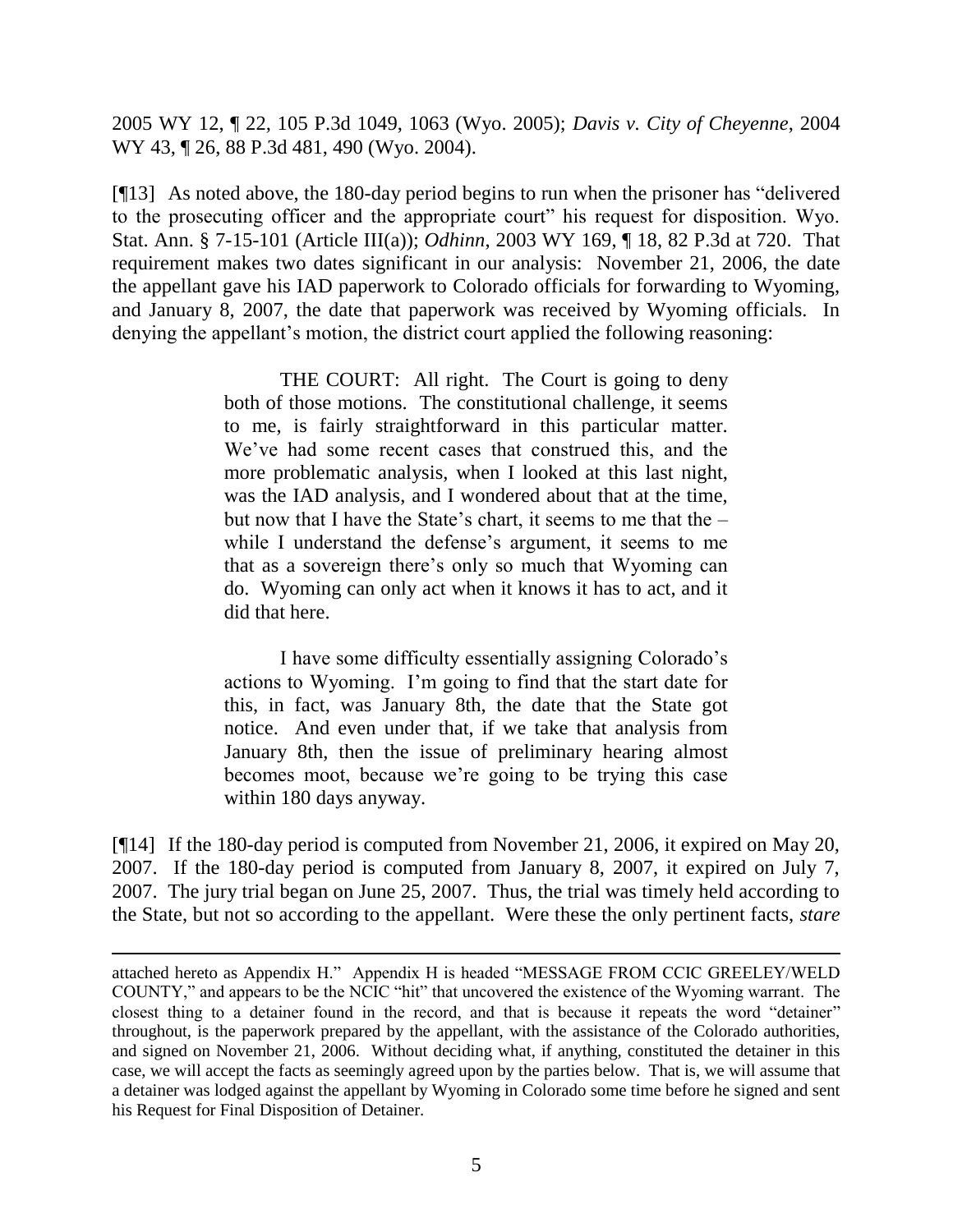2005 WY 12, ¶ 22, 105 P.3d 1049, 1063 (Wyo. 2005); *Davis v. City of Cheyenne*, 2004 WY 43, ¶ 26, 88 P.3d 481, 490 (Wyo. 2004).

[¶13] As noted above, the 180-day period begins to run when the prisoner has "delivered to the prosecuting officer and the appropriate court" his request for disposition. Wyo. Stat. Ann. § 7-15-101 (Article III(a)); *Odhinn*, 2003 WY 169, ¶ 18, 82 P.3d at 720. That requirement makes two dates significant in our analysis: November 21, 2006, the date the appellant gave his IAD paperwork to Colorado officials for forwarding to Wyoming, and January 8, 2007, the date that paperwork was received by Wyoming officials. In denying the appellant's motion, the district court applied the following reasoning:

> THE COURT: All right. The Court is going to deny both of those motions. The constitutional challenge, it seems to me, is fairly straightforward in this particular matter. We've had some recent cases that construed this, and the more problematic analysis, when I looked at this last night, was the IAD analysis, and I wondered about that at the time, but now that I have the State's chart, it seems to me that the – while I understand the defense's argument, it seems to me that as a sovereign there's only so much that Wyoming can do. Wyoming can only act when it knows it has to act, and it did that here.
>
> I have some difficulty essentially assigning Colorado's actions to Wyoming. I'm going to find that the start date for this, in fact, was January 8th, the date that the State got notice. And even under that, if we take that analysis from January 8th, then the issue of preliminary hearing almost becomes moot, because we're going to be trying this case within 180 days anyway.

[¶14] If the 180-day period is computed from November 21, 2006, it expired on May 20, 2007. If the 180-day period is computed from January 8, 2007, it expired on July 7, 2007. The jury trial began on June 25, 2007. Thus, the trial was timely held according to the State, but not so according to the appellant. Were these the only pertinent facts, *stare*

---

attached hereto as Appendix H." Appendix H is headed "MESSAGE FROM CCIC GREELEY/WELD COUNTY," and appears to be the NCIC "hit" that uncovered the existence of the Wyoming warrant. The closest thing to a detainer found in the record, and that is because it repeats the word "detainer" throughout, is the paperwork prepared by the appellant, with the assistance of the Colorado authorities, and signed on November 21, 2006. Without deciding what, if anything, constituted the detainer in this case, we will accept the facts as seemingly agreed upon by the parties below. That is, we will assume that a detainer was lodged against the appellant by Wyoming in Colorado some time before he signed and sent his Request for Final Disposition of Detainer.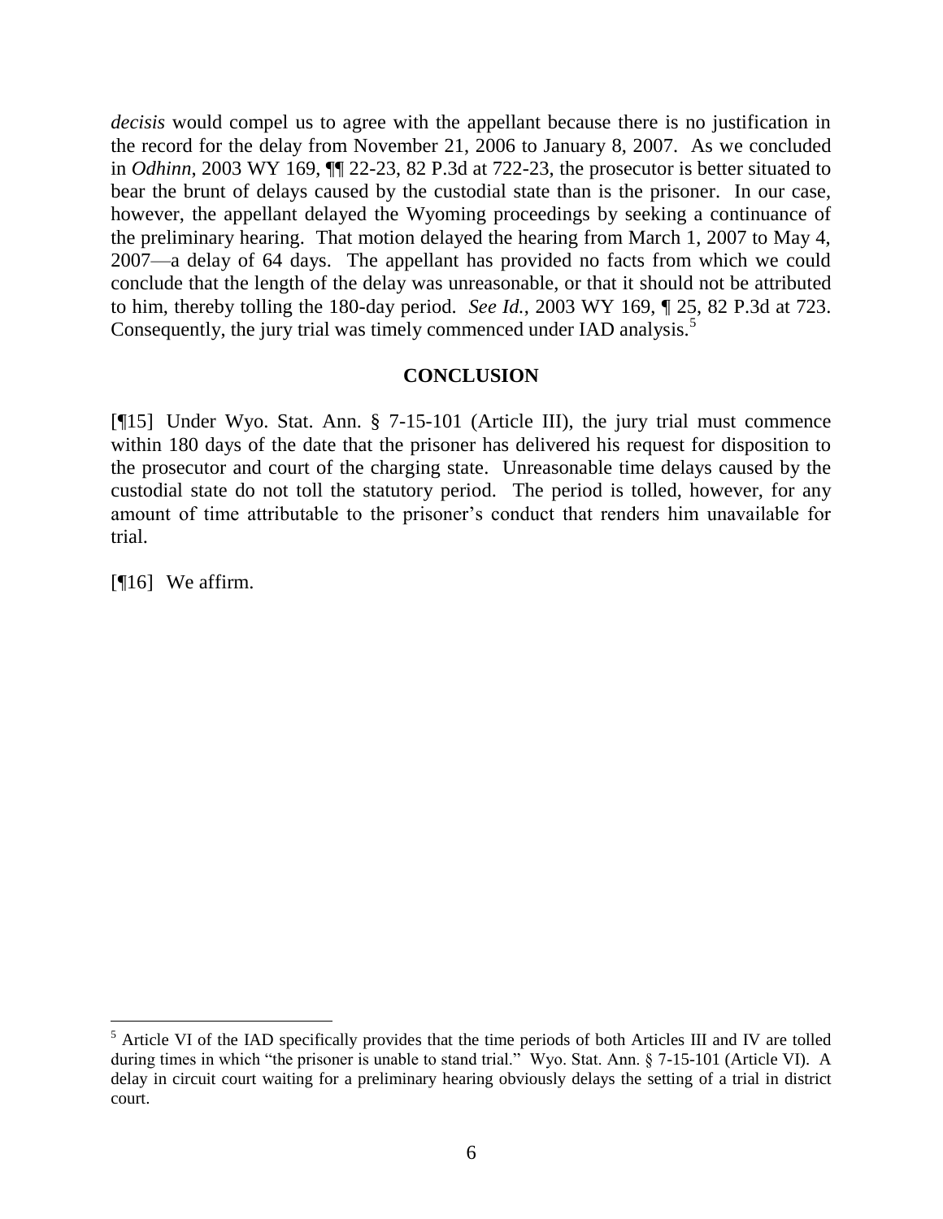*decisis* would compel us to agree with the appellant because there is no justification in the record for the delay from November 21, 2006 to January 8, 2007. As we concluded in *Odhinn*, 2003 WY 169, ¶¶ 22-23, 82 P.3d at 722-23, the prosecutor is better situated to bear the brunt of delays caused by the custodial state than is the prisoner. In our case, however, the appellant delayed the Wyoming proceedings by seeking a continuance of the preliminary hearing. That motion delayed the hearing from March 1, 2007 to May 4, 2007—a delay of 64 days. The appellant has provided no facts from which we could conclude that the length of the delay was unreasonable, or that it should not be attributed to him, thereby tolling the 180-day period. *See Id.*, 2003 WY 169, ¶ 25, 82 P.3d at 723. Consequently, the jury trial was timely commenced under IAD analysis.[5]

## CONCLUSION

[¶15] Under Wyo. Stat. Ann. § 7-15-101 (Article III), the jury trial must commence within 180 days of the date that the prisoner has delivered his request for disposition to the prosecutor and court of the charging state. Unreasonable time delays caused by the custodial state do not toll the statutory period. The period is tolled, however, for any amount of time attributable to the prisoner's conduct that renders him unavailable for trial.

[¶16] We affirm.

---

[5] Article VI of the IAD specifically provides that the time periods of both Articles III and IV are tolled during times in which "the prisoner is unable to stand trial." Wyo. Stat. Ann. § 7-15-101 (Article VI). A delay in circuit court waiting for a preliminary hearing obviously delays the setting of a trial in district court.